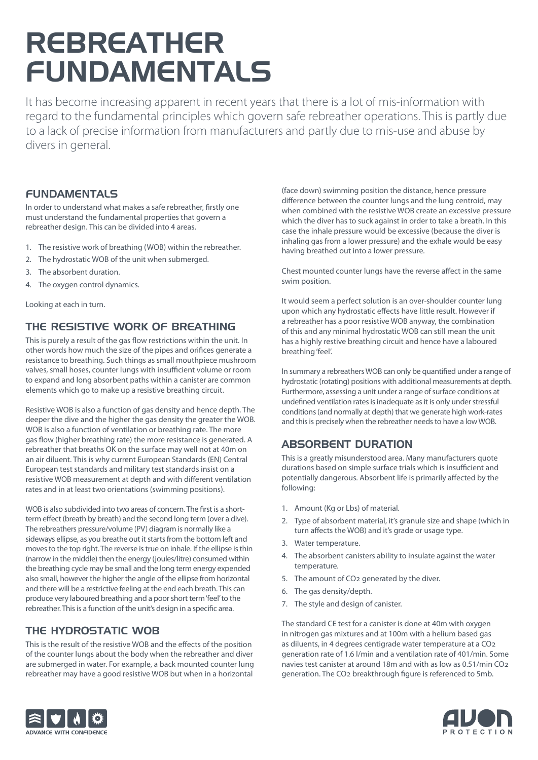# REBREATHER FUNDAMENTALS

It has become increasing apparent in recent years that there is a lot of mis-information with regard to the fundamental principles which govern safe rebreather operations. This is partly due to a lack of precise information from manufacturers and partly due to mis-use and abuse by divers in general.

## FUNDAMENTALS

In order to understand what makes a safe rebreather, firstly one must understand the fundamental properties that govern a rebreather design. This can be divided into 4 areas.

1. The resistive work of breathing (WOB) within the rebreather.
2. The hydrostatic WOB of the unit when submerged.
3. The absorbent duration.
4. The oxygen control dynamics.

Looking at each in turn.

## THE RESISTIVE WORK OF BREATHING

This is purely a result of the gas flow restrictions within the unit. In other words how much the size of the pipes and orifices generate a resistance to breathing. Such things as small mouthpiece mushroom valves, small hoses, counter lungs with insufficient volume or room to expand and long absorbent paths within a canister are common elements which go to make up a resistive breathing circuit.

Resistive WOB is also a function of gas density and hence depth. The deeper the dive and the higher the gas density the greater the WOB. WOB is also a function of ventilation or breathing rate. The more gas flow (higher breathing rate) the more resistance is generated. A rebreather that breaths OK on the surface may well not at 40m on an air diluent. This is why current European Standards (EN) Central European test standards and military test standards insist on a resistive WOB measurement at depth and with different ventilation rates and in at least two orientations (swimming positions).

WOB is also subdivided into two areas of concern. The first is a short-term effect (breath by breath) and the second long term (over a dive). The rebreathers pressure/volume (PV) diagram is normally like a sideways ellipse, as you breathe out it starts from the bottom left and moves to the top right. The reverse is true on inhale. If the ellipse is thin (narrow in the middle) then the energy (joules/litre) consumed within the breathing cycle may be small and the long term energy expended also small, however the higher the angle of the ellipse from horizontal and there will be a restrictive feeling at the end each breath. This can produce very laboured breathing and a poor short term 'feel' to the rebreather. This is a function of the unit's design in a specific area.

## THE HYDROSTATIC WOB

This is the result of the resistive WOB and the effects of the position of the counter lungs about the body when the rebreather and diver are submerged in water. For example, a back mounted counter lung rebreather may have a good resistive WOB but when in a horizontal (face down) swimming position the distance, hence pressure difference between the counter lungs and the lung centroid, may when combined with the resistive WOB create an excessive pressure which the diver has to suck against in order to take a breath. In this case the inhale pressure would be excessive (because the diver is inhaling gas from a lower pressure) and the exhale would be easy having breathed out into a lower pressure.

Chest mounted counter lungs have the reverse affect in the same swim position.

It would seem a perfect solution is an over-shoulder counter lung upon which any hydrostatic effects have little result. However if a rebreather has a poor resistive WOB anyway, the combination of this and any minimal hydrostatic WOB can still mean the unit has a highly restive breathing circuit and hence have a laboured breathing 'feel'.

In summary a rebreathers WOB can only be quantified under a range of hydrostatic (rotating) positions with additional measurements at depth. Furthermore, assessing a unit under a range of surface conditions at undefined ventilation rates is inadequate as it is only under stressful conditions (and normally at depth) that we generate high work-rates and this is precisely when the rebreather needs to have a low WOB.

## ABSORBENT DURATION

This is a greatly misunderstood area. Many manufacturers quote durations based on simple surface trials which is insufficient and potentially dangerous. Absorbent life is primarily affected by the following:

1. Amount (Kg or Lbs) of material.
2. Type of absorbent material, it's granule size and shape (which in turn affects the WOB) and it's grade or usage type.
3. Water temperature.
4. The absorbent canisters ability to insulate against the water temperature.
5. The amount of $CO_2$ generated by the diver.
6. The gas density/depth.
7. The style and design of canister.

The standard CE test for a canister is done at 40m with oxygen in nitrogen gas mixtures and at 100m with a helium based gas as diluents, in 4 degrees centigrade water temperature at a $CO_2$ generation rate of 1.6 l/min and a ventilation rate of 401/min. Some navies test canister at around 18m and with as low as 0.51/min $CO_2$ generation. The $CO_2$ breakthrough figure is referenced to 5mb.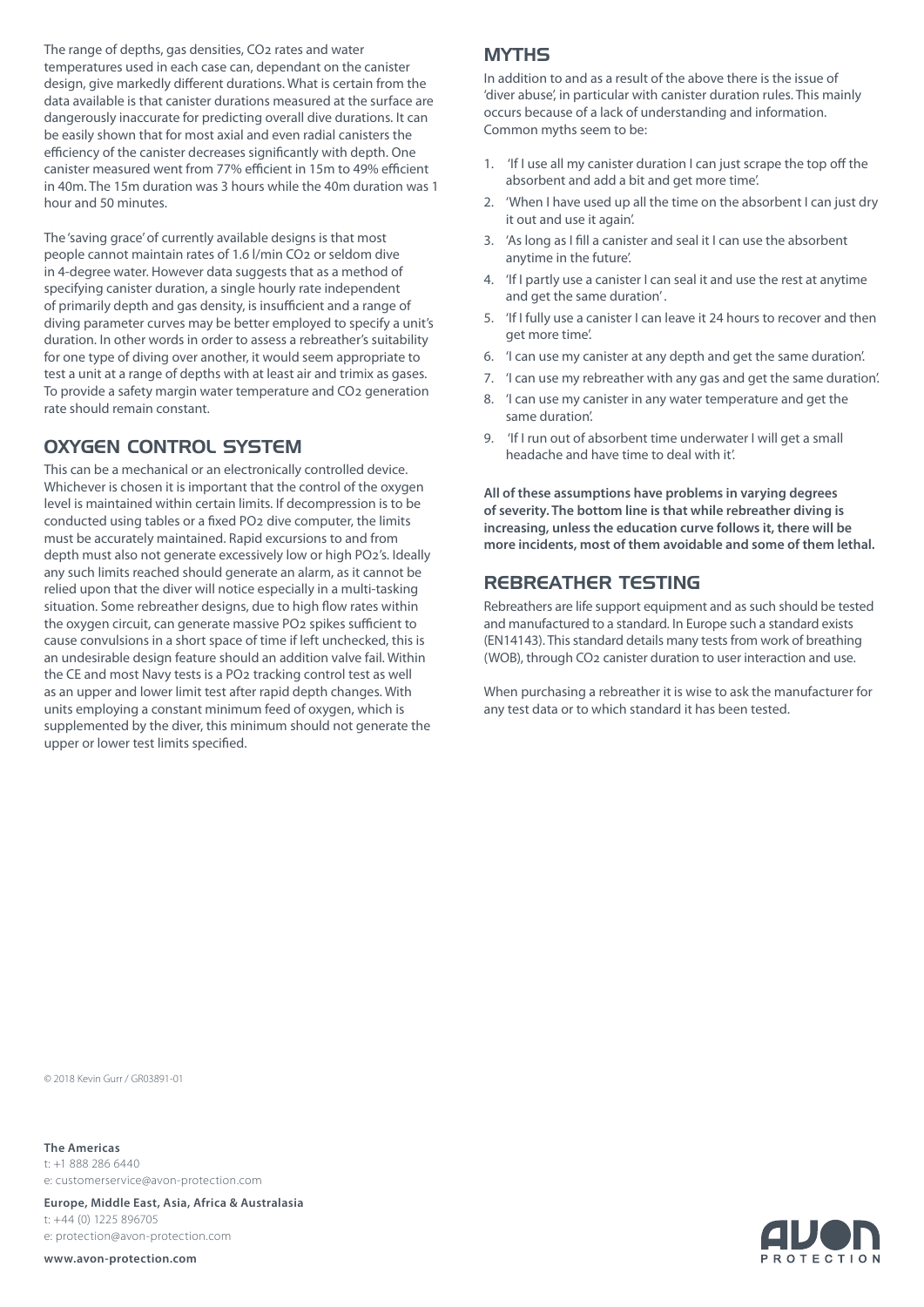The range of depths, gas densities, $CO_2$ rates and water temperatures used in each case can, dependant on the canister design, give markedly different durations. What is certain from the data available is that canister durations measured at the surface are dangerously inaccurate for predicting overall dive durations. It can be easily shown that for most axial and even radial canisters the efficiency of the canister decreases significantly with depth. One canister measured went from 77% efficient in 15m to 49% efficient in 40m. The 15m duration was 3 hours while the 40m duration was 1 hour and 50 minutes.

The 'saving grace' of currently available designs is that most people cannot maintain rates of 1.6 l/min $CO_2$ or seldom dive in 4-degree water. However data suggests that as a method of specifying canister duration, a single hourly rate independent of primarily depth and gas density, is insufficient and a range of diving parameter curves may be better employed to specify a unit's duration. In other words in order to assess a rebreather's suitability for one type of diving over another, it would seem appropriate to test a unit at a range of depths with at least air and trimix as gases. To provide a safety margin water temperature and $CO_2$ generation rate should remain constant.

## OXYGEN CONTROL SYSTEM

This can be a mechanical or an electronically controlled device. Whichever is chosen it is important that the control of the oxygen level is maintained within certain limits. If decompression is to be conducted using tables or a fixed $PO_2$ dive computer, the limits must be accurately maintained. Rapid excursions to and from depth must also not generate excessively low or high $PO_2$'s. Ideally any such limits reached should generate an alarm, as it cannot be relied upon that the diver will notice especially in a multi-tasking situation. Some rebreather designs, due to high flow rates within the oxygen circuit, can generate massive $PO_2$ spikes sufficient to cause convulsions in a short space of time if left unchecked, this is an undesirable design feature should an addition valve fail. Within the CE and most Navy tests is a $PO_2$ tracking control test as well as an upper and lower limit test after rapid depth changes. With units employing a constant minimum feed of oxygen, which is supplemented by the diver, this minimum should not generate the upper or lower test limits specified.

## MYTHS

In addition to and as a result of the above there is the issue of 'diver abuse', in particular with canister duration rules. This mainly occurs because of a lack of understanding and information. Common myths seem to be:

1. 'If I use all my canister duration I can just scrape the top off the absorbent and add a bit and get more time'.
2. 'When I have used up all the time on the absorbent I can just dry it out and use it again'.
3. 'As long as I fill a canister and seal it I can use the absorbent anytime in the future'.
4. 'If I partly use a canister I can seal it and use the rest at anytime and get the same duration'.
5. 'If I fully use a canister I can leave it 24 hours to recover and then get more time'.
6. 'I can use my canister at any depth and get the same duration'.
7. 'I can use my rebreather with any gas and get the same duration'.
8. 'I can use my canister in any water temperature and get the same duration'.
9. 'If I run out of absorbent time underwater I will get a small headache and have time to deal with it'.

**All of these assumptions have problems in varying degrees of severity. The bottom line is that while rebreather diving is increasing, unless the education curve follows it, there will be more incidents, most of them avoidable and some of them lethal.**

## REBREATHER TESTING

Rebreathers are life support equipment and as such should be tested and manufactured to a standard. In Europe such a standard exists (EN14143). This standard details many tests from work of breathing (WOB), through $CO_2$ canister duration to user interaction and use.

When purchasing a rebreather it is wise to ask the manufacturer for any test data or to which standard it has been tested.

© 2018 Kevin Gurr / GR03891-01

**The Americas**
t: +1 888 286 6440
e: customerservice@avon-protection.com

**Europe, Middle East, Asia, Africa & Australasia**
t: +44 (0) 1225 896705
e: protection@avon-protection.com

**www.avon-protection.com**

AVON PROTECTION